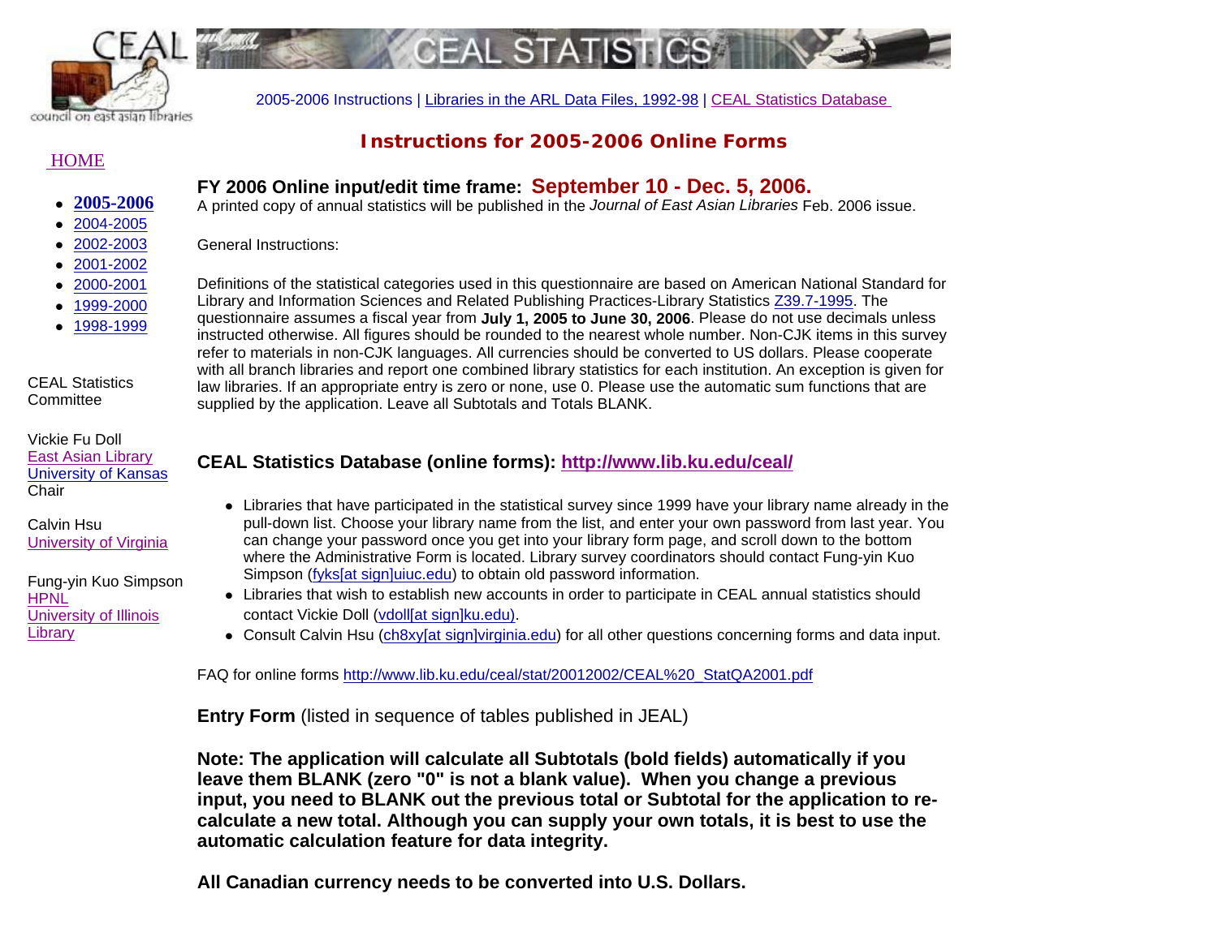# CEAL STATISTICS

2005-2006 Instructions | Libraries in the ARL Data Files, 1992-98 | CEAL Statistics Database

## Instructions for 2005-2006 Online Forms

HOME

- **2005-2006**
- 2004-2005
- 2002-2003
- 2001-2002
- 2000-2001
- 1999-2000
- 1998-1999

CEAL Statistics Committee

Vickie Fu Doll
East Asian Library
University of Kansas
Chair

Calvin Hsu
University of Virginia

Fung-yin Kuo Simpson
HPNL
University of Illinois Library

### FY 2006 Online input/edit time frame: September 10 - Dec. 5, 2006.

A printed copy of annual statistics will be published in the *Journal of East Asian Libraries* Feb. 2006 issue.

General Instructions:

Definitions of the statistical categories used in this questionnaire are based on American National Standard for Library and Information Sciences and Related Publishing Practices-Library Statistics Z39.7-1995. The questionnaire assumes a fiscal year from **July 1, 2005 to June 30, 2006**. Please do not use decimals unless instructed otherwise. All figures should be rounded to the nearest whole number. Non-CJK items in this survey refer to materials in non-CJK languages. All currencies should be converted to US dollars. Please cooperate with all branch libraries and report one combined library statistics for each institution. An exception is given for law libraries. If an appropriate entry is zero or none, use 0. Please use the automatic sum functions that are supplied by the application. Leave all Subtotals and Totals BLANK.

### CEAL Statistics Database (online forms): http://www.lib.ku.edu/ceal/

- Libraries that have participated in the statistical survey since 1999 have your library name already in the pull-down list. Choose your library name from the list, and enter your own password from last year. You can change your password once you get into your library form page, and scroll down to the bottom where the Administrative Form is located. Library survey coordinators should contact Fung-yin Kuo Simpson (fyks[at sign]uiuc.edu) to obtain old password information.
- Libraries that wish to establish new accounts in order to participate in CEAL annual statistics should contact Vickie Doll (vdoll[at sign]ku.edu).
- Consult Calvin Hsu (ch8xy[at sign]virginia.edu) for all other questions concerning forms and data input.

FAQ for online forms http://www.lib.ku.edu/ceal/stat/20012002/CEAL%20_StatQA2001.pdf

**Entry Form** (listed in sequence of tables published in JEAL)

**Note: The application will calculate all Subtotals (bold fields) automatically if you leave them BLANK (zero "0" is not a blank value). When you change a previous input, you need to BLANK out the previous total or Subtotal for the application to re-calculate a new total. Although you can supply your own totals, it is best to use the automatic calculation feature for data integrity.**

**All Canadian currency needs to be converted into U.S. Dollars.**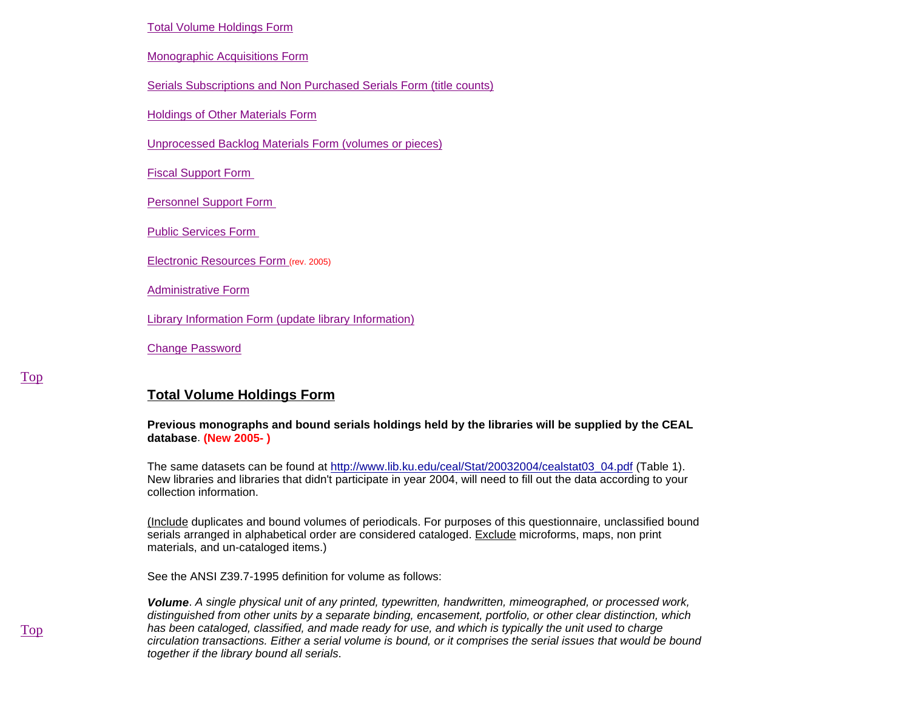Total Volume Holdings Form

Monographic Acquisitions Form

Serials Subscriptions and Non Purchased Serials Form (title counts)

Holdings of Other Materials Form

Unprocessed Backlog Materials Form (volumes or pieces)

Fiscal Support Form

Personnel Support Form

Public Services Form

Electronic Resources Form (rev. 2005)

Administrative Form

Library Information Form (update library Information)

Change Password

Top

## Total Volume Holdings Form

**Previous monographs and bound serials holdings held by the libraries will be supplied by the CEAL database**. **(New 2005- )**

The same datasets can be found at http://www.lib.ku.edu/ceal/Stat/20032004/cealstat03_04.pdf (Table 1). New libraries and libraries that didn't participate in year 2004, will need to fill out the data according to your collection information.

(Include duplicates and bound volumes of periodicals. For purposes of this questionnaire, unclassified bound serials arranged in alphabetical order are considered cataloged. Exclude microforms, maps, non print materials, and un-cataloged items.)

See the ANSI Z39.7-1995 definition for volume as follows:

***Volume***. *A single physical unit of any printed, typewritten, handwritten, mimeographed, or processed work, distinguished from other units by a separate binding, encasement, portfolio, or other clear distinction, which has been cataloged, classified, and made ready for use, and which is typically the unit used to charge circulation transactions. Either a serial volume is bound, or it comprises the serial issues that would be bound together if the library bound all serials.*

Top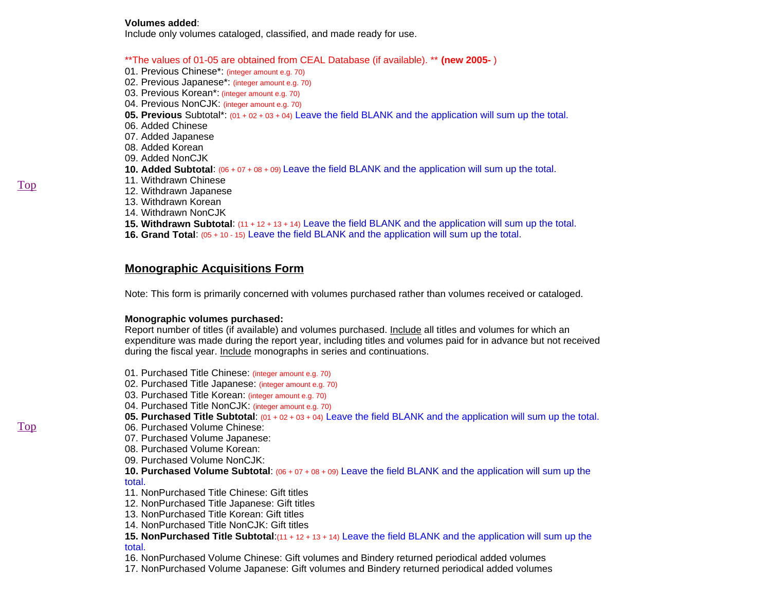**Volumes added**:
Include only volumes cataloged, classified, and made ready for use.

**The values of 01-05 are obtained from CEAL Database (if available). ** **(new 2005- )**

01. Previous Chinese*: (integer amount e.g. 70)
02. Previous Japanese*: (integer amount e.g. 70)
03. Previous Korean*: (integer amount e.g. 70)
04. Previous NonCJK: (integer amount e.g. 70)
05. **Previous** Subtotal*: (01 + 02 + 03 + 04) Leave the field BLANK and the application will sum up the total.
06. Added Chinese
07. Added Japanese
08. Added Korean
09. Added NonCJK
10. **Added Subtotal**: (06 + 07 + 08 + 09) Leave the field BLANK and the application will sum up the total.
11. Withdrawn Chinese
12. Withdrawn Japanese
13. Withdrawn Korean
14. Withdrawn NonCJK
15. **Withdrawn Subtotal**: (11 + 12 + 13 + 14) Leave the field BLANK and the application will sum up the total.
16. **Grand Total**: (05 + 10 - 15) Leave the field BLANK and the application will sum up the total.

Top

## Monographic Acquisitions Form

Note: This form is primarily concerned with volumes purchased rather than volumes received or cataloged.

**Monographic volumes purchased:**
Report number of titles (if available) and volumes purchased. Include all titles and volumes for which an expenditure was made during the report year, including titles and volumes paid for in advance but not received during the fiscal year. Include monographs in series and continuations.

01. Purchased Title Chinese: (integer amount e.g. 70)
02. Purchased Title Japanese: (integer amount e.g. 70)
03. Purchased Title Korean: (integer amount e.g. 70)
04. Purchased Title NonCJK: (integer amount e.g. 70)
05. **Purchased Title Subtotal**: (01 + 02 + 03 + 04) Leave the field BLANK and the application will sum up the total.
06. Purchased Volume Chinese:
07. Purchased Volume Japanese:
08. Purchased Volume Korean:
09. Purchased Volume NonCJK:
10. **Purchased Volume Subtotal**: (06 + 07 + 08 + 09) Leave the field BLANK and the application will sum up the total.
11. NonPurchased Title Chinese: Gift titles
12. NonPurchased Title Japanese: Gift titles
13. NonPurchased Title Korean: Gift titles
14. NonPurchased Title NonCJK: Gift titles
15. **NonPurchased Title Subtotal**:(11 + 12 + 13 + 14) Leave the field BLANK and the application will sum up the total.
16. NonPurchased Volume Chinese: Gift volumes and Bindery returned periodical added volumes
17. NonPurchased Volume Japanese: Gift volumes and Bindery returned periodical added volumes

Top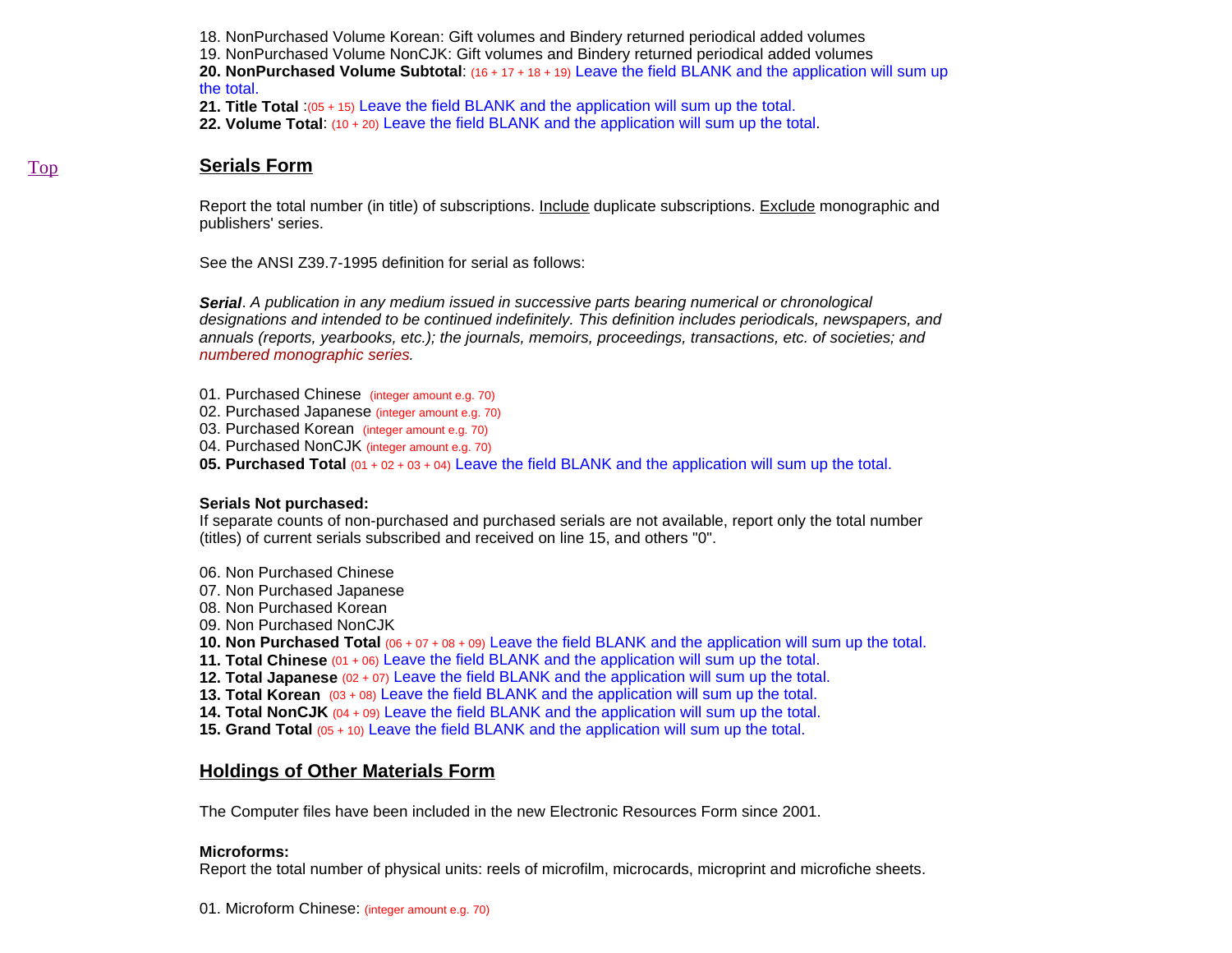18. NonPurchased Volume Korean: Gift volumes and Bindery returned periodical added volumes
19. NonPurchased Volume NonCJK: Gift volumes and Bindery returned periodical added volumes
**20. NonPurchased Volume Subtotal**: (16 + 17 + 18 + 19) Leave the field BLANK and the application will sum up the total.
**21. Title Total** :(05 + 15) Leave the field BLANK and the application will sum up the total.
**22. Volume Total**: (10 + 20) Leave the field BLANK and the application will sum up the total.

Top

## Serials Form

Report the total number (in title) of subscriptions. Include duplicate subscriptions. Exclude monographic and publishers' series.

See the ANSI Z39.7-1995 definition for serial as follows:

***Serial****. A publication in any medium issued in successive parts bearing numerical or chronological designations and intended to be continued indefinitely. This definition includes periodicals, newspapers, and annuals (reports, yearbooks, etc.); the journals, memoirs, proceedings, transactions, etc. of societies; and numbered monographic series.*

01. Purchased Chinese (integer amount e.g. 70)
02. Purchased Japanese (integer amount e.g. 70)
03. Purchased Korean (integer amount e.g. 70)
04. Purchased NonCJK (integer amount e.g. 70)
**05. Purchased Total** (01 + 02 + 03 + 04) Leave the field BLANK and the application will sum up the total.

**Serials Not purchased:**
If separate counts of non-purchased and purchased serials are not available, report only the total number (titles) of current serials subscribed and received on line 15, and others "0".

06. Non Purchased Chinese
07. Non Purchased Japanese
08. Non Purchased Korean
09. Non Purchased NonCJK
**10. Non Purchased Total** (06 + 07 + 08 + 09) Leave the field BLANK and the application will sum up the total.
**11. Total Chinese** (01 + 06) Leave the field BLANK and the application will sum up the total.
**12. Total Japanese** (02 + 07) Leave the field BLANK and the application will sum up the total.
**13. Total Korean** (03 + 08) Leave the field BLANK and the application will sum up the total.
**14. Total NonCJK** (04 + 09) Leave the field BLANK and the application will sum up the total.
**15. Grand Total** (05 + 10) Leave the field BLANK and the application will sum up the total.

## Holdings of Other Materials Form

The Computer files have been included in the new Electronic Resources Form since 2001.

**Microforms:**
Report the total number of physical units: reels of microfilm, microcards, microprint and microfiche sheets.

01. Microform Chinese: (integer amount e.g. 70)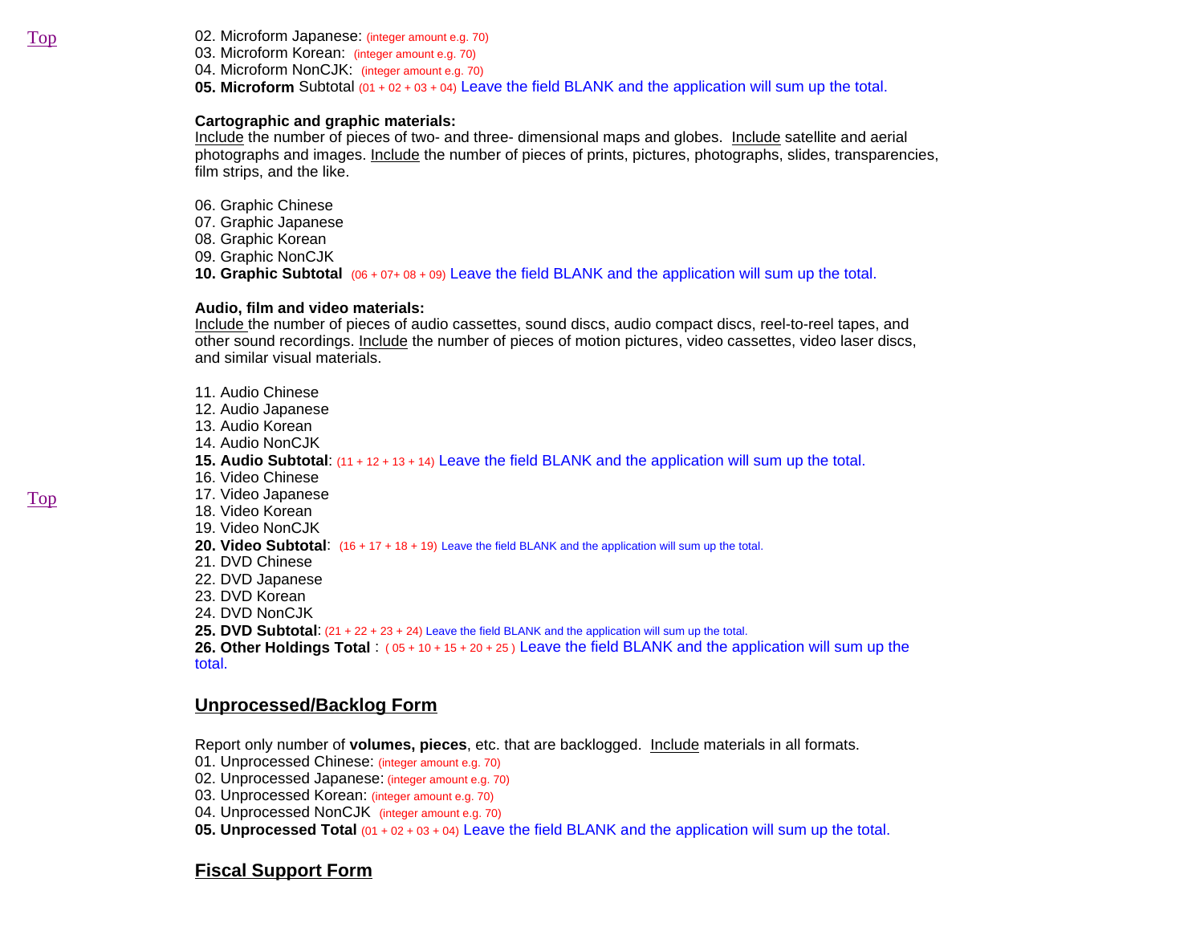[Top](#)

02. Microform Japanese: (integer amount e.g. 70)
03. Microform Korean: (integer amount e.g. 70)
04. Microform NonCJK: (integer amount e.g. 70)
**05. Microform** Subtotal (01 + 02 + 03 + 04) Leave the field BLANK and the application will sum up the total.

**Cartographic and graphic materials:**
Include the number of pieces of two- and three- dimensional maps and globes. Include satellite and aerial photographs and images. Include the number of pieces of prints, pictures, photographs, slides, transparencies, film strips, and the like.

06. Graphic Chinese
07. Graphic Japanese
08. Graphic Korean
09. Graphic NonCJK
**10. Graphic Subtotal** (06 + 07+ 08 + 09) Leave the field BLANK and the application will sum up the total.

**Audio, film and video materials:**
Include the number of pieces of audio cassettes, sound discs, audio compact discs, reel-to-reel tapes, and other sound recordings. Include the number of pieces of motion pictures, video cassettes, video laser discs, and similar visual materials.

11. Audio Chinese
12. Audio Japanese
13. Audio Korean
14. Audio NonCJK
**15. Audio Subtotal**: (11 + 12 + 13 + 14) Leave the field BLANK and the application will sum up the total.
16. Video Chinese
17. Video Japanese
18. Video Korean
19. Video NonCJK
**20. Video Subtotal**: (16 + 17 + 18 + 19) Leave the field BLANK and the application will sum up the total.
21. DVD Chinese
22. DVD Japanese
23. DVD Korean
24. DVD NonCJK
**25. DVD Subtotal**: (21 + 22 + 23 + 24) Leave the field BLANK and the application will sum up the total.
**26. Other Holdings Total** : ( 05 + 10 + 15 + 20 + 25 ) Leave the field BLANK and the application will sum up the total.

[Top](#)

## Unprocessed/Backlog Form

Report only number of **volumes, pieces**, etc. that are backlogged. Include materials in all formats.
01. Unprocessed Chinese: (integer amount e.g. 70)
02. Unprocessed Japanese: (integer amount e.g. 70)
03. Unprocessed Korean: (integer amount e.g. 70)
04. Unprocessed NonCJK (integer amount e.g. 70)
**05. Unprocessed Total** (01 + 02 + 03 + 04) Leave the field BLANK and the application will sum up the total.

## Fiscal Support Form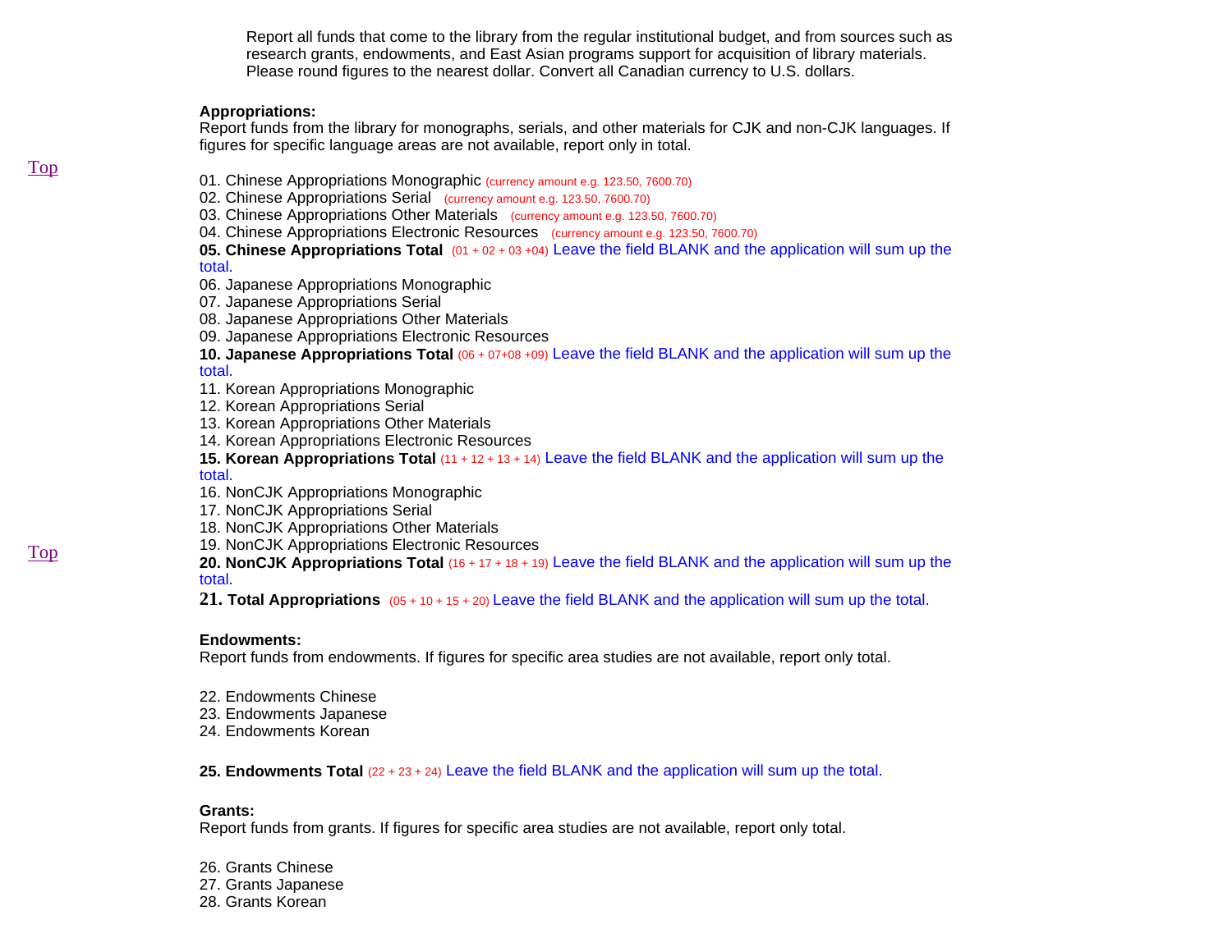Report all funds that come to the library from the regular institutional budget, and from sources such as research grants, endowments, and East Asian programs support for acquisition of library materials. Please round figures to the nearest dollar. Convert all Canadian currency to U.S. dollars.

**Appropriations:**
Report funds from the library for monographs, serials, and other materials for CJK and non-CJK languages. If figures for specific language areas are not available, report only in total.

Top

01. Chinese Appropriations Monographic (currency amount e.g. 123.50, 7600.70)
02. Chinese Appropriations Serial (currency amount e.g. 123.50, 7600.70)
03. Chinese Appropriations Other Materials (currency amount e.g. 123.50, 7600.70)
04. Chinese Appropriations Electronic Resources (currency amount e.g. 123.50, 7600.70)
**05. Chinese Appropriations Total** (01 + 02 + 03 +04) Leave the field BLANK and the application will sum up the total.
06. Japanese Appropriations Monographic
07. Japanese Appropriations Serial
08. Japanese Appropriations Other Materials
09. Japanese Appropriations Electronic Resources
**10. Japanese Appropriations Total** (06 + 07+08 +09) Leave the field BLANK and the application will sum up the total.
11. Korean Appropriations Monographic
12. Korean Appropriations Serial
13. Korean Appropriations Other Materials
14. Korean Appropriations Electronic Resources
**15. Korean Appropriations Total** (11 + 12 + 13 + 14) Leave the field BLANK and the application will sum up the total.
16. NonCJK Appropriations Monographic
17. NonCJK Appropriations Serial
18. NonCJK Appropriations Other Materials
19. NonCJK Appropriations Electronic Resources

Top

**20. NonCJK Appropriations Total** (16 + 17 + 18 + 19) Leave the field BLANK and the application will sum up the total.
**21. Total Appropriations** (05 + 10 + 15 + 20) Leave the field BLANK and the application will sum up the total.

**Endowments:**
Report funds from endowments. If figures for specific area studies are not available, report only total.

22. Endowments Chinese
23. Endowments Japanese
24. Endowments Korean

**25. Endowments Total** (22 + 23 + 24) Leave the field BLANK and the application will sum up the total.

**Grants:**
Report funds from grants. If figures for specific area studies are not available, report only total.

26. Grants Chinese
27. Grants Japanese
28. Grants Korean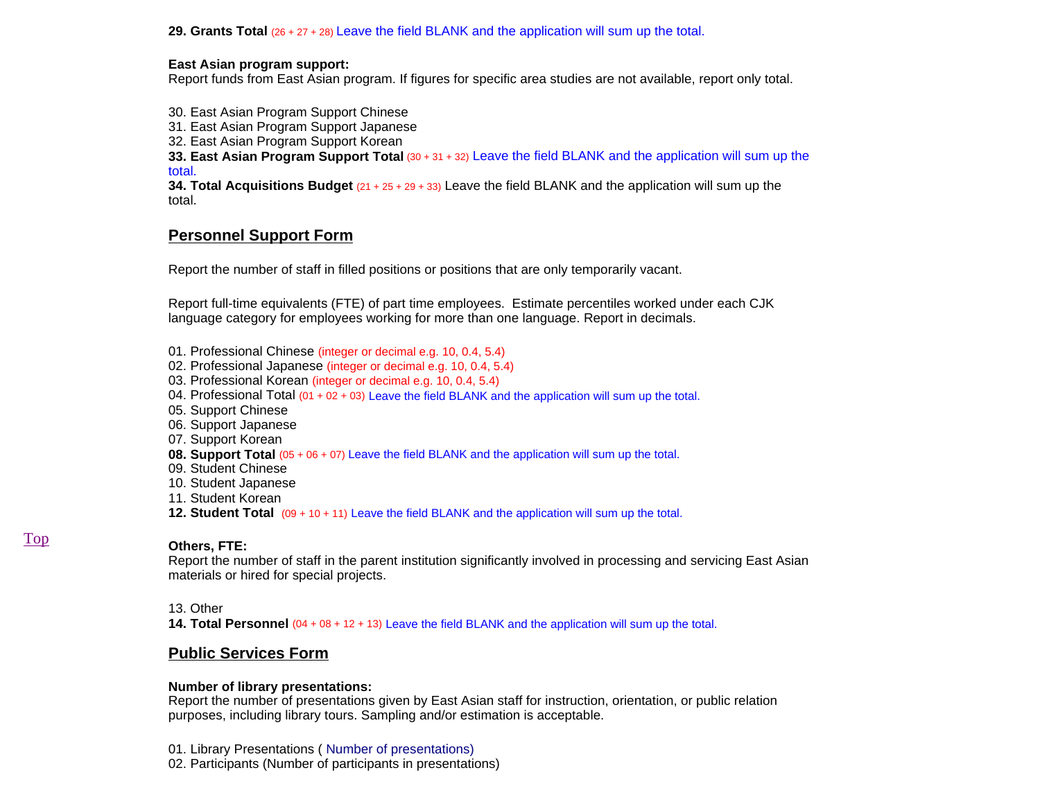**29. Grants Total** (26 + 27 + 28) Leave the field BLANK and the application will sum up the total.

**East Asian program support:**
Report funds from East Asian program. If figures for specific area studies are not available, report only total.

30. East Asian Program Support Chinese
31. East Asian Program Support Japanese
32. East Asian Program Support Korean
**33. East Asian Program Support Total** (30 + 31 + 32) Leave the field BLANK and the application will sum up the total.
**34. Total Acquisitions Budget** (21 + 25 + 29 + 33) Leave the field BLANK and the application will sum up the total.

## Personnel Support Form

Report the number of staff in filled positions or positions that are only temporarily vacant.

Report full-time equivalents (FTE) of part time employees. Estimate percentiles worked under each CJK language category for employees working for more than one language. Report in decimals.

01. Professional Chinese (integer or decimal e.g. 10, 0.4, 5.4)
02. Professional Japanese (integer or decimal e.g. 10, 0.4, 5.4)
03. Professional Korean (integer or decimal e.g. 10, 0.4, 5.4)
04. Professional Total (01 + 02 + 03) Leave the field BLANK and the application will sum up the total.
05. Support Chinese
06. Support Japanese
07. Support Korean
**08. Support Total** (05 + 06 + 07) Leave the field BLANK and the application will sum up the total.
09. Student Chinese
10. Student Japanese
11. Student Korean
**12. Student Total** (09 + 10 + 11) Leave the field BLANK and the application will sum up the total.

Top

**Others, FTE:**
Report the number of staff in the parent institution significantly involved in processing and servicing East Asian materials or hired for special projects.

13. Other
**14. Total Personnel** (04 + 08 + 12 + 13) Leave the field BLANK and the application will sum up the total.

## Public Services Form

**Number of library presentations:**
Report the number of presentations given by East Asian staff for instruction, orientation, or public relation purposes, including library tours. Sampling and/or estimation is acceptable.

01. Library Presentations ( Number of presentations)
02. Participants (Number of participants in presentations)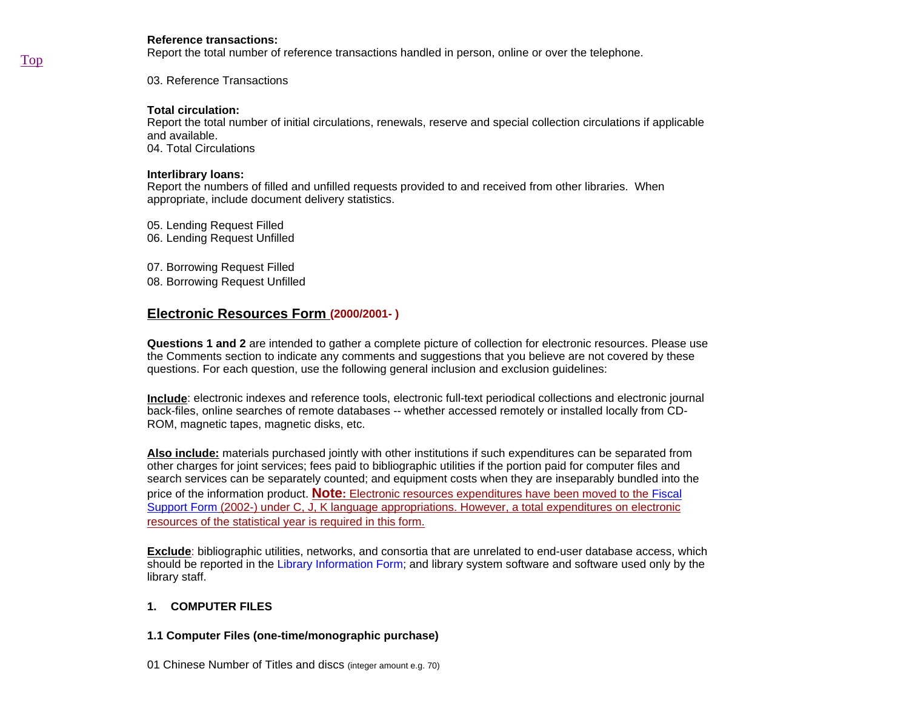Top

**Reference transactions:**
Report the total number of reference transactions handled in person, online or over the telephone.

03. Reference Transactions

**Total circulation:**
Report the total number of initial circulations, renewals, reserve and special collection circulations if applicable and available.
04. Total Circulations

**Interlibrary loans:**
Report the numbers of filled and unfilled requests provided to and received from other libraries. When appropriate, include document delivery statistics.

05. Lending Request Filled
06. Lending Request Unfilled

07. Borrowing Request Filled
08. Borrowing Request Unfilled

## Electronic Resources Form (2000/2001- )

**Questions 1 and 2** are intended to gather a complete picture of collection for electronic resources. Please use the Comments section to indicate any comments and suggestions that you believe are not covered by these questions. For each question, use the following general inclusion and exclusion guidelines:

**Include**: electronic indexes and reference tools, electronic full-text periodical collections and electronic journal back-files, online searches of remote databases -- whether accessed remotely or installed locally from CD-ROM, magnetic tapes, magnetic disks, etc.

**Also include:** materials purchased jointly with other institutions if such expenditures can be separated from other charges for joint services; fees paid to bibliographic utilities if the portion paid for computer files and search services can be separately counted; and equipment costs when they are inseparably bundled into the price of the information product. **Note:** Electronic resources expenditures have been moved to the Fiscal Support Form (2002-) under C, J, K language appropriations. However, a total expenditures on electronic resources of the statistical year is required in this form.

**Exclude**: bibliographic utilities, networks, and consortia that are unrelated to end-user database access, which should be reported in the Library Information Form; and library system software and software used only by the library staff.

**1. COMPUTER FILES**

**1.1 Computer Files (one-time/monographic purchase)**

01 Chinese Number of Titles and discs (integer amount e.g. 70)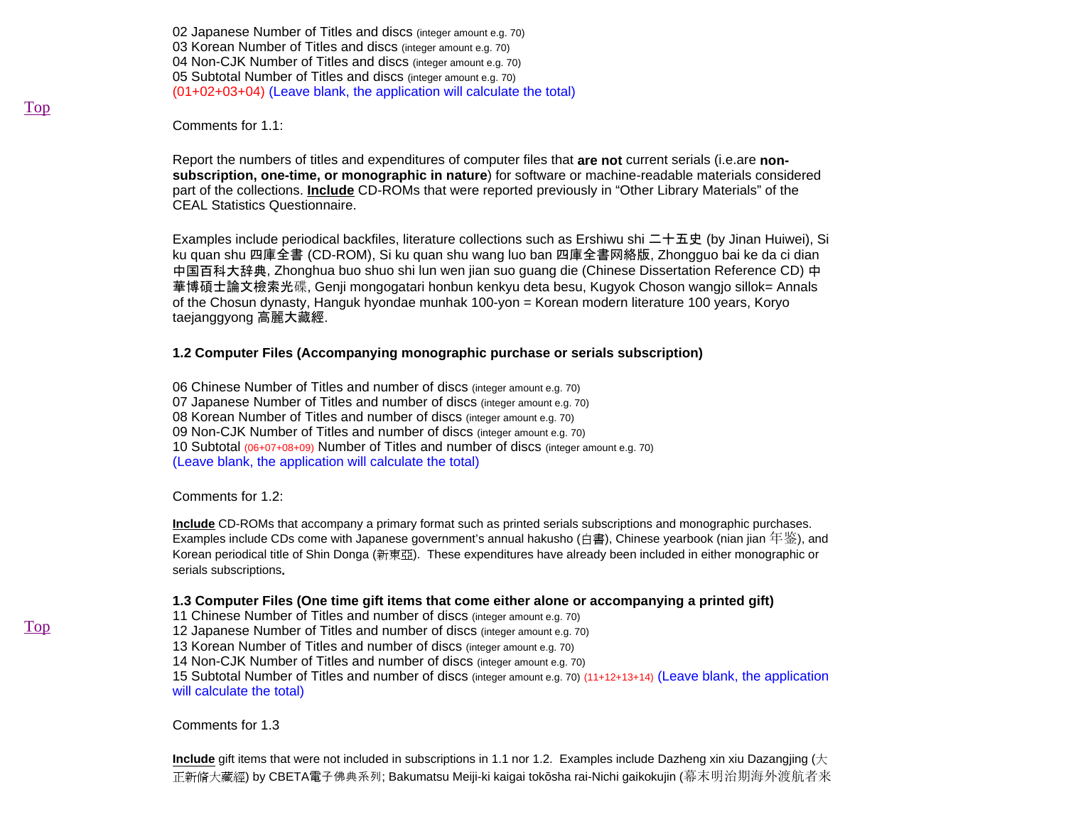02 Japanese Number of Titles and discs (integer amount e.g. 70)
03 Korean Number of Titles and discs (integer amount e.g. 70)
04 Non-CJK Number of Titles and discs (integer amount e.g. 70)
05 Subtotal Number of Titles and discs (integer amount e.g. 70)
(01+02+03+04) (Leave blank, the application will calculate the total)

Top

Comments for 1.1:

Report the numbers of titles and expenditures of computer files that **are not** current serials (i.e.are **non-subscription, one-time, or monographic in nature**) for software or machine-readable materials considered part of the collections. **Include** CD-ROMs that were reported previously in “Other Library Materials” of the CEAL Statistics Questionnaire.

Examples include periodical backfiles, literature collections such as Ershiwu shi 二十五史 (by Jinan Huiwei), Si ku quan shu 四庫全書 (CD-ROM), Si ku quan shu wang luo ban 四庫全書网絡版, Zhongguo bai ke da ci dian 中国百科大辞典, Zhonghua buo shuo shi lun wen jian suo guang die (Chinese Dissertation Reference CD) 中華博碩士論文檢索光碟, Genji mongogatari honbun kenkyu deta besu, Kugyok Choson wangjo sillok= Annals of the Chosun dynasty, Hanguk hyondae munhak 100-yon = Korean modern literature 100 years, Koryo taejanggyong 高麗大藏經.

### 1.2 Computer Files (Accompanying monographic purchase or serials subscription)

06 Chinese Number of Titles and number of discs (integer amount e.g. 70)
07 Japanese Number of Titles and number of discs (integer amount e.g. 70)
08 Korean Number of Titles and number of discs (integer amount e.g. 70)
09 Non-CJK Number of Titles and number of discs (integer amount e.g. 70)
10 Subtotal (06+07+08+09) Number of Titles and number of discs (integer amount e.g. 70)
(Leave blank, the application will calculate the total)

Comments for 1.2:

**Include** CD-ROMs that accompany a primary format such as printed serials subscriptions and monographic purchases. Examples include CDs come with Japanese government’s annual hakusho (白書), Chinese yearbook (nian jian 年鉴), and Korean periodical title of Shin Donga (新東亞). These expenditures have already been included in either monographic or serials subscriptions.

### 1.3 Computer Files (One time gift items that come either alone or accompanying a printed gift)

Top

11 Chinese Number of Titles and number of discs (integer amount e.g. 70)
12 Japanese Number of Titles and number of discs (integer amount e.g. 70)
13 Korean Number of Titles and number of discs (integer amount e.g. 70)
14 Non-CJK Number of Titles and number of discs (integer amount e.g. 70)
15 Subtotal Number of Titles and number of discs (integer amount e.g. 70) (11+12+13+14) (Leave blank, the application will calculate the total)

Comments for 1.3

**Include** gift items that were not included in subscriptions in 1.1 nor 1.2. Examples include Dazheng xin xiu Dazangjing (大正新脩大藏經) by CBETA電子佛典系列; Bakumatsu Meiji-ki kaigai tokōsha rai-Nichi gaikokujin (幕末明治期海外渡航者来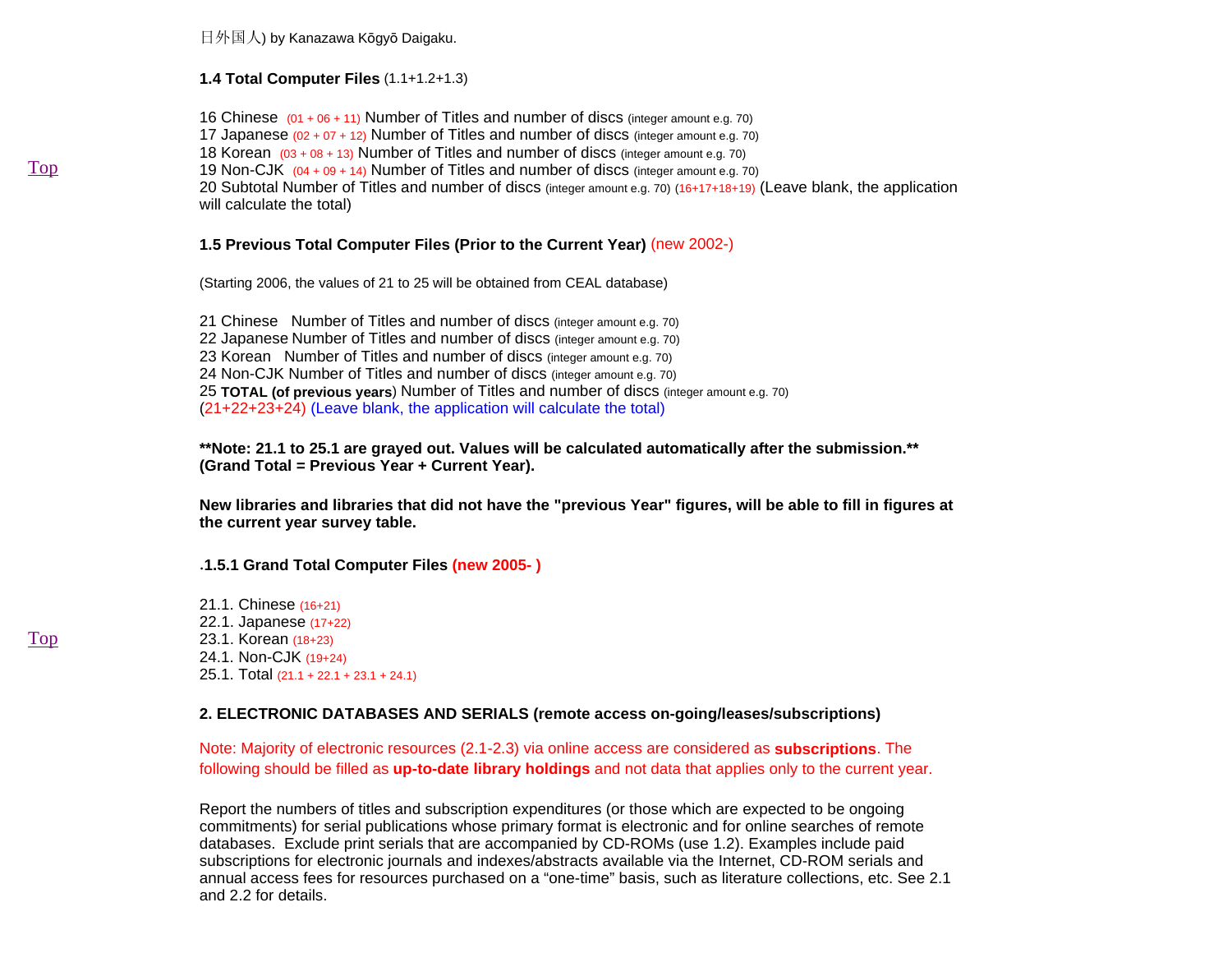日外国人) by Kanazawa Kōgyō Daigaku.

**1.4 Total Computer Files** (1.1+1.2+1.3)

16 Chinese (01 + 06 + 11) Number of Titles and number of discs (integer amount e.g. 70)
17 Japanese (02 + 07 + 12) Number of Titles and number of discs (integer amount e.g. 70)
18 Korean (03 + 08 + 13) Number of Titles and number of discs (integer amount e.g. 70)
19 Non-CJK (04 + 09 + 14) Number of Titles and number of discs (integer amount e.g. 70)
20 Subtotal Number of Titles and number of discs (integer amount e.g. 70) (16+17+18+19) (Leave blank, the application will calculate the total)

Top

**1.5 Previous Total Computer Files (Prior to the Current Year)** (new 2002-)

(Starting 2006, the values of 21 to 25 will be obtained from CEAL database)

21 Chinese Number of Titles and number of discs (integer amount e.g. 70)
22 Japanese Number of Titles and number of discs (integer amount e.g. 70)
23 Korean Number of Titles and number of discs (integer amount e.g. 70)
24 Non-CJK Number of Titles and number of discs (integer amount e.g. 70)
25 **TOTAL (of previous years**) Number of Titles and number of discs (integer amount e.g. 70)
(21+22+23+24) (Leave blank, the application will calculate the total)

**\*\*Note: 21.1 to 25.1 are grayed out. Values will be calculated automatically after the submission.\*\* (Grand Total = Previous Year + Current Year).**

**New libraries and libraries that did not have the "previous Year" figures, will be able to fill in figures at the current year survey table.**

.**1.5.1 Grand Total Computer Files (new 2005- )**

21.1. Chinese (16+21)
22.1. Japanese (17+22)
23.1. Korean (18+23)
24.1. Non-CJK (19+24)
25.1. Total (21.1 + 22.1 + 23.1 + 24.1)

Top

**2. ELECTRONIC DATABASES AND SERIALS (remote access on-going/leases/subscriptions)**

Note: Majority of electronic resources (2.1-2.3) via online access are considered as **subscriptions**. The following should be filled as **up-to-date library holdings** and not data that applies only to the current year.

Report the numbers of titles and subscription expenditures (or those which are expected to be ongoing commitments) for serial publications whose primary format is electronic and for online searches of remote databases. Exclude print serials that are accompanied by CD-ROMs (use 1.2). Examples include paid subscriptions for electronic journals and indexes/abstracts available via the Internet, CD-ROM serials and annual access fees for resources purchased on a "one-time" basis, such as literature collections, etc. See 2.1 and 2.2 for details.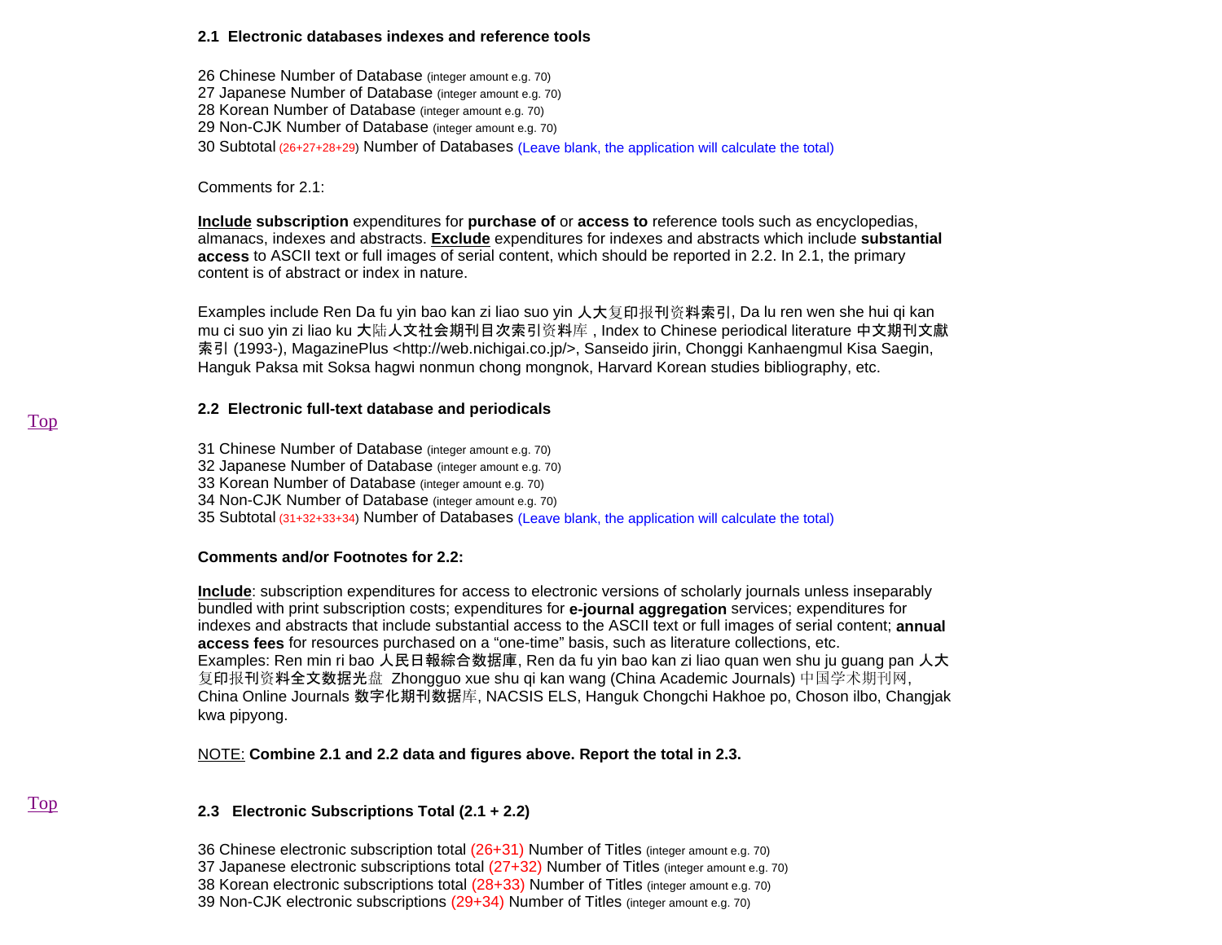### 2.1 Electronic databases indexes and reference tools

26 Chinese Number of Database (integer amount e.g. 70)
27 Japanese Number of Database (integer amount e.g. 70)
28 Korean Number of Database (integer amount e.g. 70)
29 Non-CJK Number of Database (integer amount e.g. 70)
30 Subtotal (26+27+28+29) Number of Databases (Leave blank, the application will calculate the total)

Comments for 2.1:

**Include subscription** expenditures for **purchase of** or **access to** reference tools such as encyclopedias, almanacs, indexes and abstracts. **Exclude** expenditures for indexes and abstracts which include **substantial access** to ASCII text or full images of serial content, which should be reported in 2.2. In 2.1, the primary content is of abstract or index in nature.

Examples include Ren Da fu yin bao kan zi liao suo yin 人大复印报刊资料索引, Da lu ren wen she hui qi kan mu ci suo yin zi liao ku 大陆人文社会期刊目次索引资料库 , Index to Chinese periodical literature 中文期刊文獻索引 (1993-), MagazinePlus <http://web.nichigai.co.jp/>, Sanseido jirin, Chonggi Kanhaengmul Kisa Saegin, Hanguk Paksa mit Soksa hagwi nonmun chong mongnok, Harvard Korean studies bibliography, etc.

Top

### 2.2 Electronic full-text database and periodicals

31 Chinese Number of Database (integer amount e.g. 70)
32 Japanese Number of Database (integer amount e.g. 70)
33 Korean Number of Database (integer amount e.g. 70)
34 Non-CJK Number of Database (integer amount e.g. 70)
35 Subtotal (31+32+33+34) Number of Databases (Leave blank, the application will calculate the total)

**Comments and/or Footnotes for 2.2:**

**Include**: subscription expenditures for access to electronic versions of scholarly journals unless inseparably bundled with print subscription costs; expenditures for **e-journal aggregation** services; expenditures for indexes and abstracts that include substantial access to the ASCII text or full images of serial content; **annual access fees** for resources purchased on a "one-time" basis, such as literature collections, etc.
Examples: Ren min ri bao 人民日報綜合数据庫, Ren da fu yin bao kan zi liao quan wen shu ju guang pan 人大复印报刊资料全文数据光盘 Zhongguo xue shu qi kan wang (China Academic Journals) 中国学术期刊网, China Online Journals 数字化期刊数据库, NACSIS ELS, Hanguk Chongchi Hakhoe po, Choson ilbo, Changjak kwa pipyong.

NOTE: **Combine 2.1 and 2.2 data and figures above. Report the total in 2.3.**

Top

### 2.3 Electronic Subscriptions Total (2.1 + 2.2)

36 Chinese electronic subscription total (26+31) Number of Titles (integer amount e.g. 70)
37 Japanese electronic subscriptions total (27+32) Number of Titles (integer amount e.g. 70)
38 Korean electronic subscriptions total (28+33) Number of Titles (integer amount e.g. 70)
39 Non-CJK electronic subscriptions (29+34) Number of Titles (integer amount e.g. 70)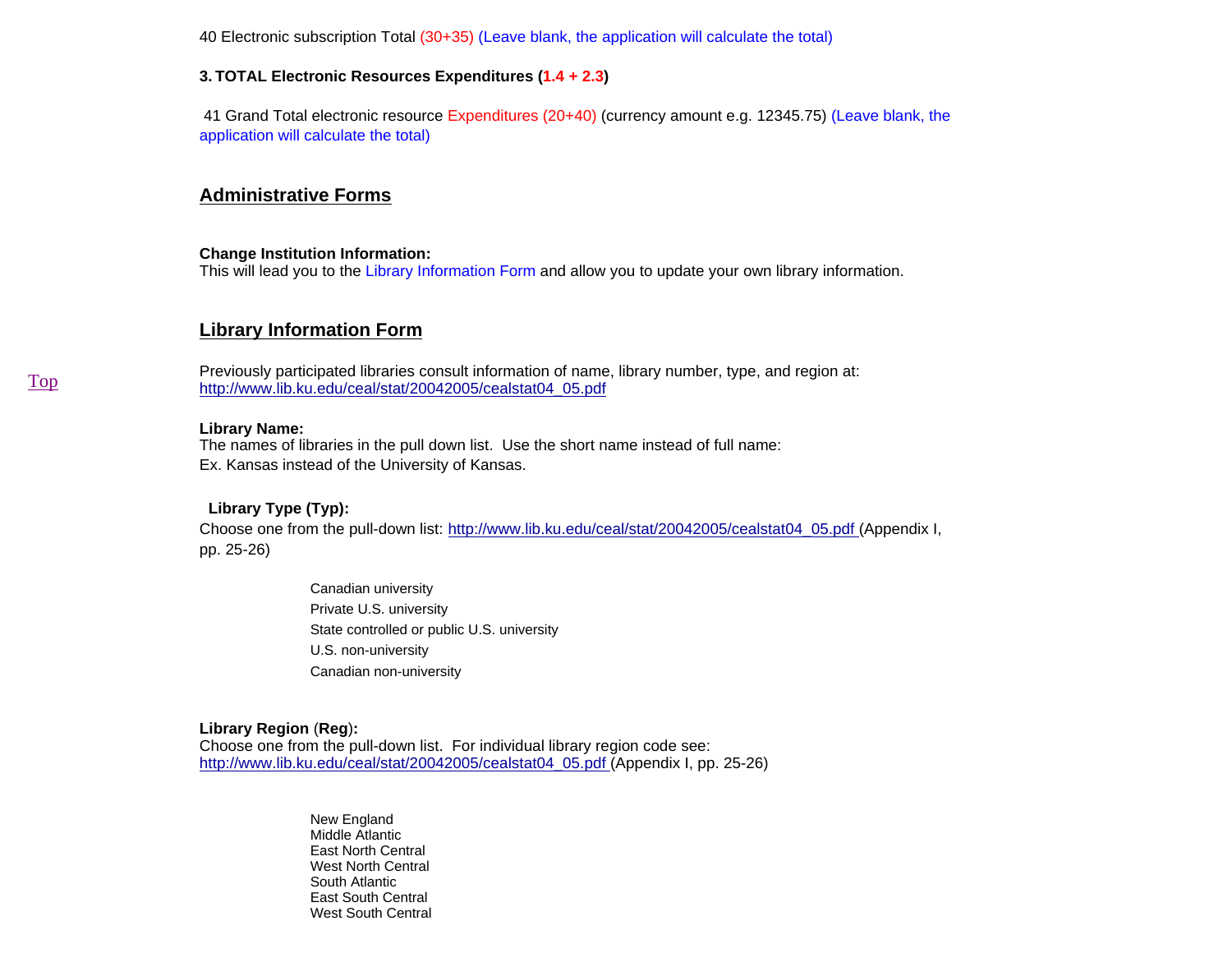40 Electronic subscription Total (30+35) (Leave blank, the application will calculate the total)

**3. TOTAL Electronic Resources Expenditures (1.4 + 2.3)**

41 Grand Total electronic resource Expenditures (20+40) (currency amount e.g. 12345.75) (Leave blank, the application will calculate the total)

## Administrative Forms

**Change Institution Information:**
This will lead you to the Library Information Form and allow you to update your own library information.

## Library Information Form

Top

Previously participated libraries consult information of name, library number, type, and region at: http://www.lib.ku.edu/ceal/stat/20042005/cealstat04_05.pdf

**Library Name:**
The names of libraries in the pull down list. Use the short name instead of full name:
Ex. Kansas instead of the University of Kansas.

**Library Type (Typ):**
Choose one from the pull-down list: http://www.lib.ku.edu/ceal/stat/20042005/cealstat04_05.pdf (Appendix I, pp. 25-26)

- Canadian university
- Private U.S. university
- State controlled or public U.S. university
- U.S. non-university
- Canadian non-university

**Library Region (Reg):**
Choose one from the pull-down list. For individual library region code see: http://www.lib.ku.edu/ceal/stat/20042005/cealstat04_05.pdf (Appendix I, pp. 25-26)

- New England
- Middle Atlantic
- East North Central
- West North Central
- South Atlantic
- East South Central
- West South Central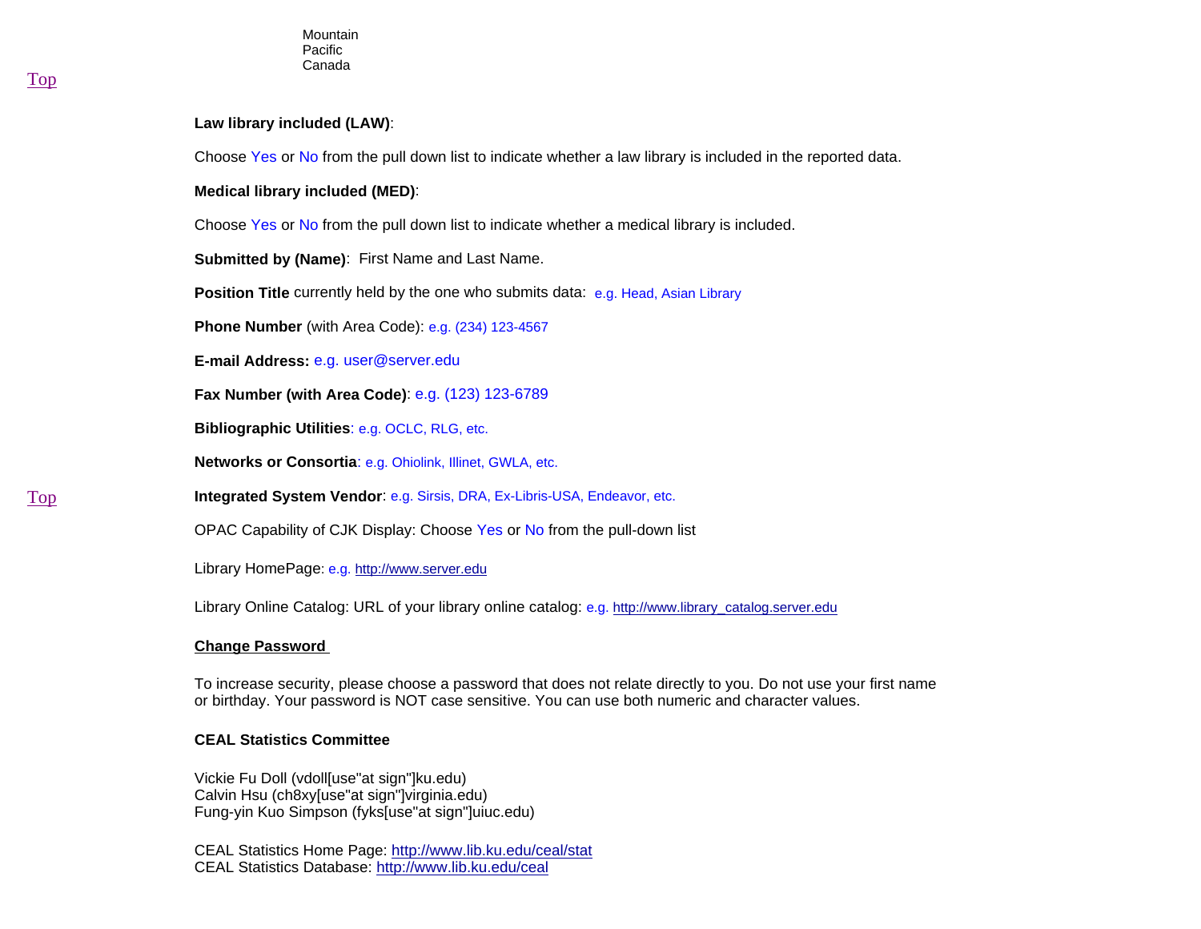Mountain
Pacific
Canada

Top

**Law library included (LAW)**:

Choose Yes or No from the pull down list to indicate whether a law library is included in the reported data.

**Medical library included (MED)**:

Choose Yes or No from the pull down list to indicate whether a medical library is included.

**Submitted by (Name)**: First Name and Last Name.

**Position Title** currently held by the one who submits data: e.g. Head, Asian Library

**Phone Number** (with Area Code): e.g. (234) 123-4567

**E-mail Address:** e.g. user@server.edu

**Fax Number (with Area Code)**: e.g. (123) 123-6789

**Bibliographic Utilities**: e.g. OCLC, RLG, etc.

**Networks or Consortia**: e.g. Ohiolink, Illinet, GWLA, etc.

Top

**Integrated System Vendor**: e.g. Sirsis, DRA, Ex-Libris-USA, Endeavor, etc.

OPAC Capability of CJK Display: Choose Yes or No from the pull-down list

Library HomePage: e.g. http://www.server.edu

Library Online Catalog: URL of your library online catalog: e.g. http://www.library_catalog.server.edu

**Change Password**

To increase security, please choose a password that does not relate directly to you. Do not use your first name or birthday. Your password is NOT case sensitive. You can use both numeric and character values.

**CEAL Statistics Committee**

Vickie Fu Doll (vdoll[use"at sign"]ku.edu)
Calvin Hsu (ch8xy[use"at sign"]virginia.edu)
Fung-yin Kuo Simpson (fyks[use"at sign"]uiuc.edu)

CEAL Statistics Home Page: http://www.lib.ku.edu/ceal/stat
CEAL Statistics Database: http://www.lib.ku.edu/ceal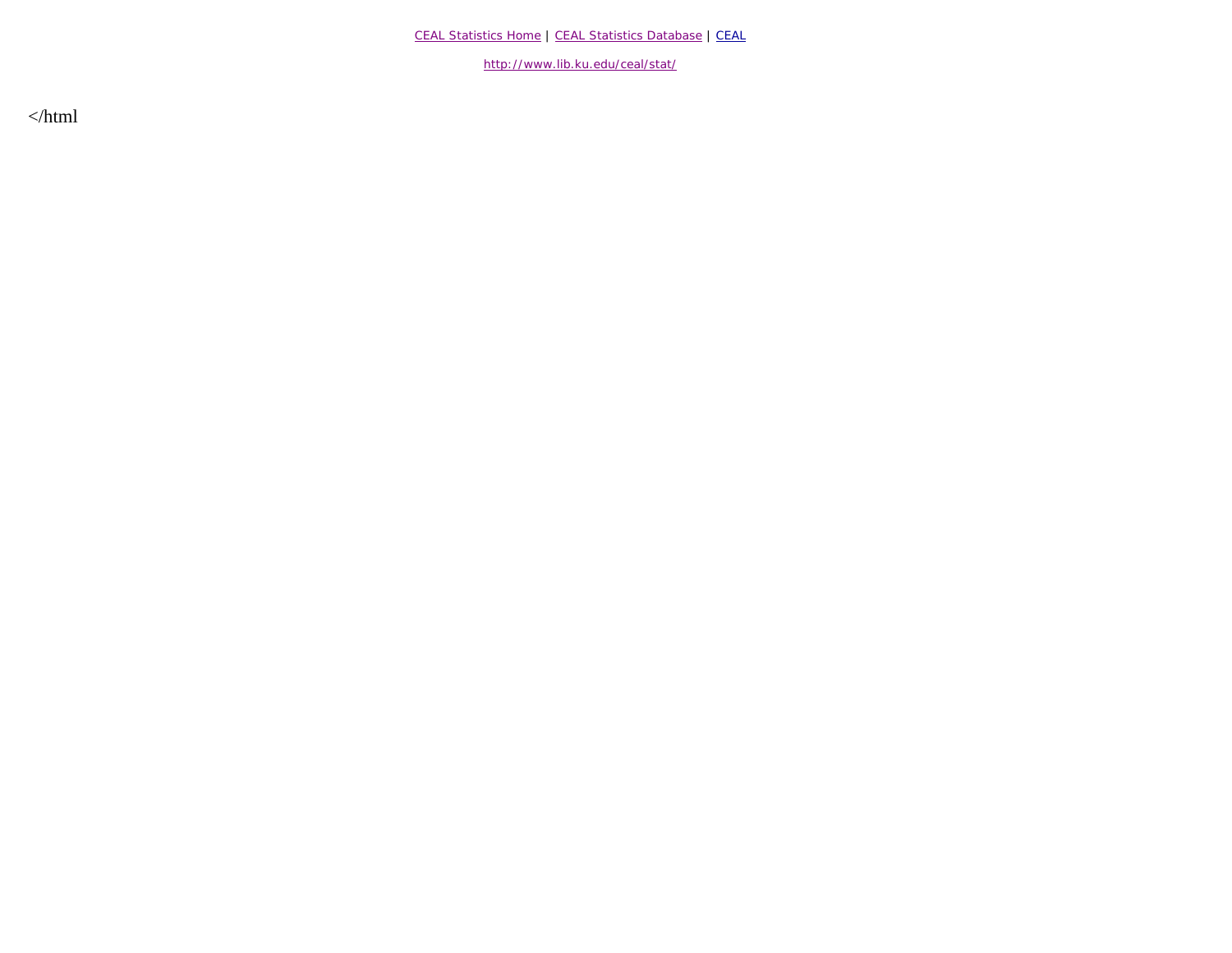CEAL Statistics Home | CEAL Statistics Database | CEAL

http://www.lib.ku.edu/ceal/stat/

</html